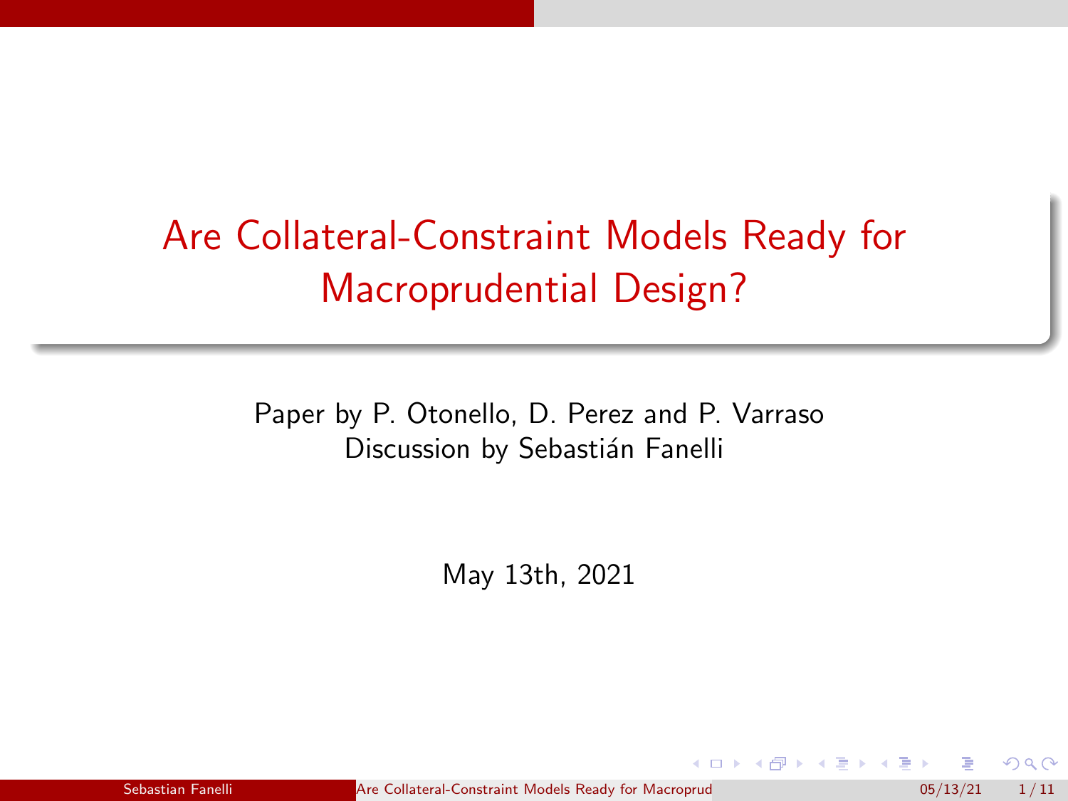# Are Collateral-Constraint Models Ready for Macroprudential Design?

Paper by P. Otonello, D. Perez and P. Varraso
Discussion by Sebastián Fanelli

May 13th, 2021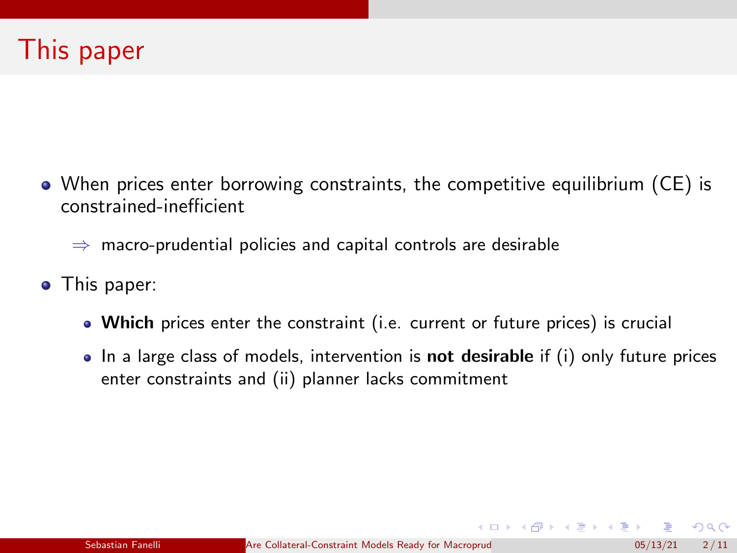# This paper

- When prices enter borrowing constraints, the competitive equilibrium (CE) is constrained-inefficient
  - $\Rightarrow$ macro-prudential policies and capital controls are desirable
- This paper:
  - **Which** prices enter the constraint (i.e. current or future prices) is crucial
  - In a large class of models, intervention is **not desirable** if (i) only future prices enter constraints and (ii) planner lacks commitment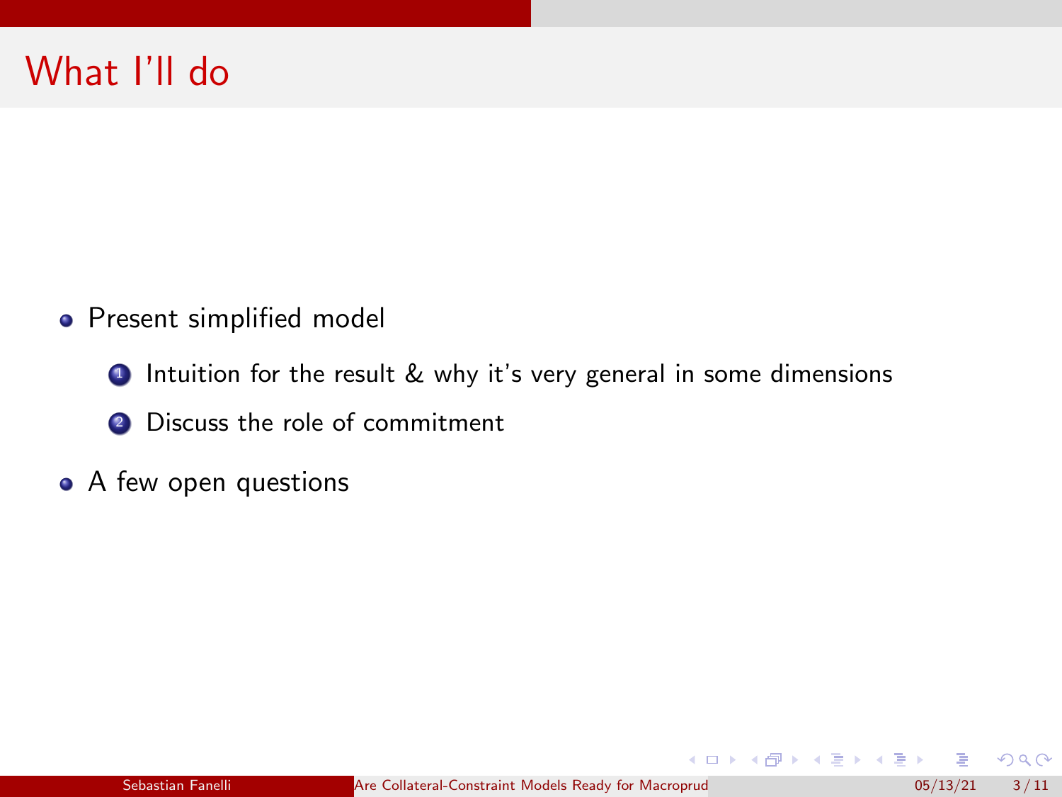# What I'll do

- Present simplified model
  1. Intuition for the result & why it's very general in some dimensions
  2. Discuss the role of commitment
- A few open questions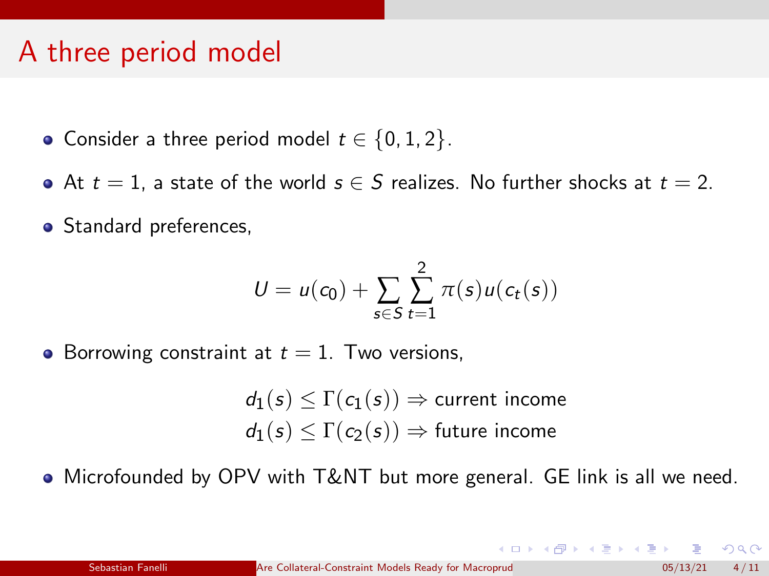# A three period model

- Consider a three period model $t \in \{0, 1, 2\}$.
- At $t = 1$, a state of the world $s \in S$ realizes. No further shocks at $t = 2$.
- Standard preferences,

$$U = u(c_0) + \sum_{s \in S} \sum_{t=1}^{2} \pi(s) u(c_t(s))$$

- Borrowing constraint at $t = 1$. Two versions,

$$d_1(s) \leq \Gamma(c_1(s)) \Rightarrow \text{current income}$$
$$d_1(s) \leq \Gamma(c_2(s)) \Rightarrow \text{future income}$$

- Microfounded by OPV with T&NT but more general. GE link is all we need.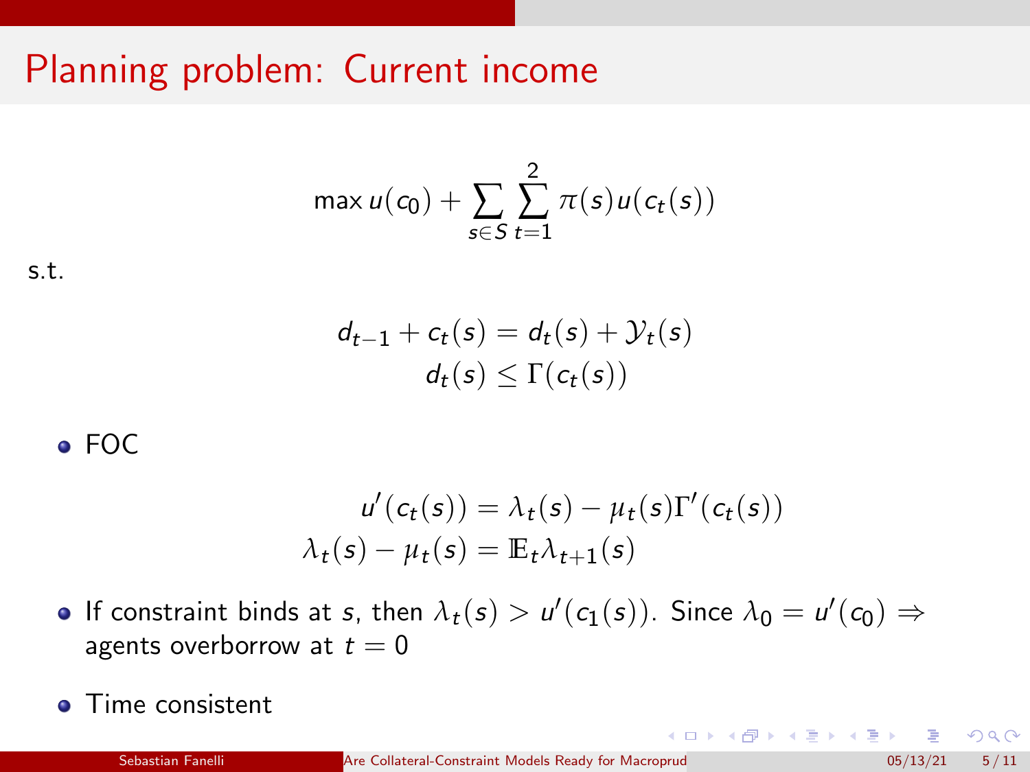# Planning problem: Current income

$$\max u(c_0) + \sum_{s \in S} \sum_{t=1}^{2} \pi(s) u(c_t(s))$$

s.t.

$$d_{t-1} + c_t(s) = d_t(s) + \mathcal{Y}_t(s)$$
$$d_t(s) \leq \Gamma(c_t(s))$$

- FOC

$$u'(c_t(s)) = \lambda_t(s) - \mu_t(s)\Gamma'(c_t(s))$$
$$\lambda_t(s) - \mu_t(s) = \mathbb{E}_t \lambda_{t+1}(s)$$

- If constraint binds at $s$, then $\lambda_t(s) > u'(c_1(s))$. Since $\lambda_0 = u'(c_0) \Rightarrow$ agents overborrow at $t = 0$
- Time consistent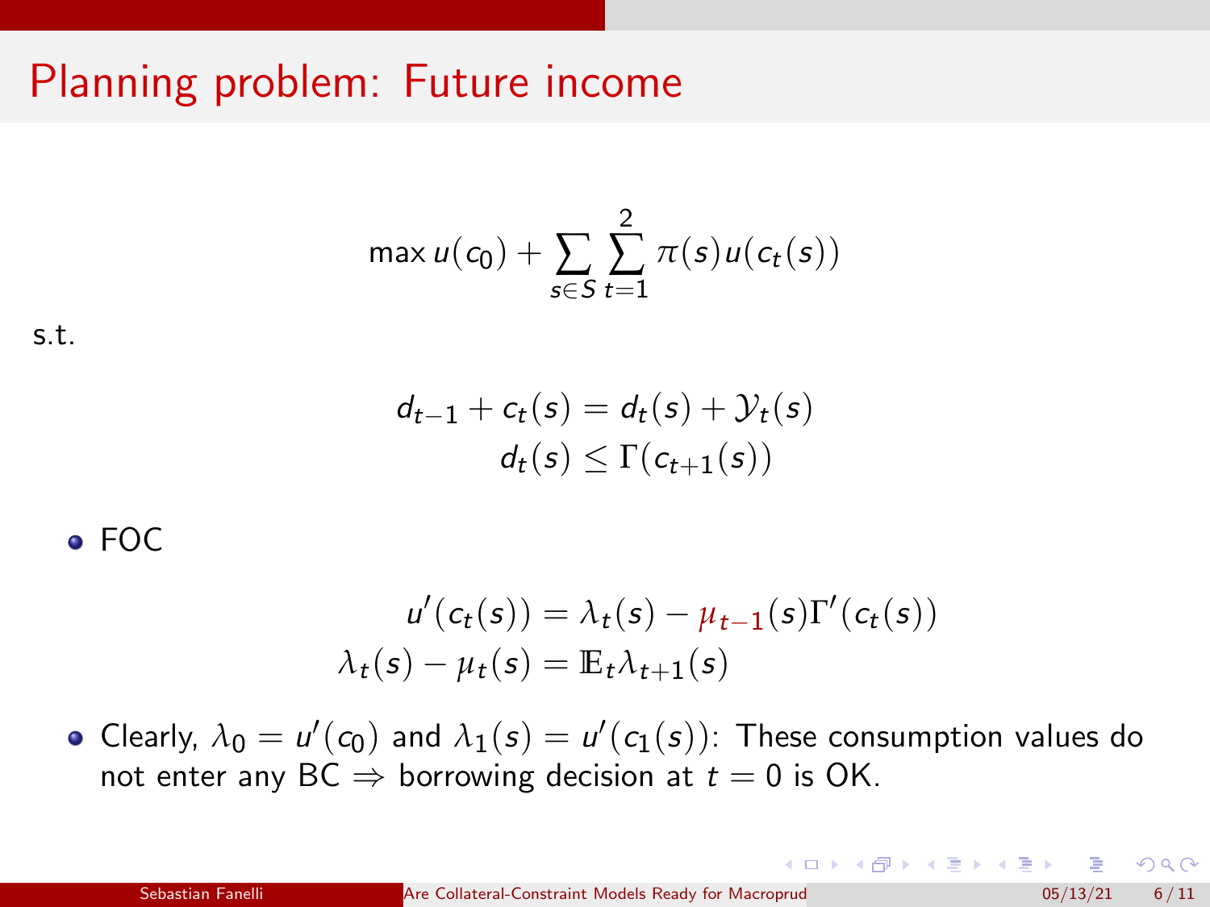# Planning problem: Future income

$$\max u(c_0) + \sum_{s \in S} \sum_{t=1}^{2} \pi(s) u(c_t(s))$$

s.t.

$$d_{t-1} + c_t(s) = d_t(s) + \mathcal{Y}_t(s)$$
$$d_t(s) \leq \Gamma(c_{t+1}(s))$$

- FOC

$$u'(c_t(s)) = \lambda_t(s) - \mu_{t-1}(s)\Gamma'(c_t(s))$$
$$\lambda_t(s) - \mu_t(s) = \mathbb{E}_t \lambda_{t+1}(s)$$

- Clearly, $\lambda_0 = u'(c_0)$ and $\lambda_1(s) = u'(c_1(s))$: These consumption values do not enter any BC $\Rightarrow$ borrowing decision at $t = 0$ is OK.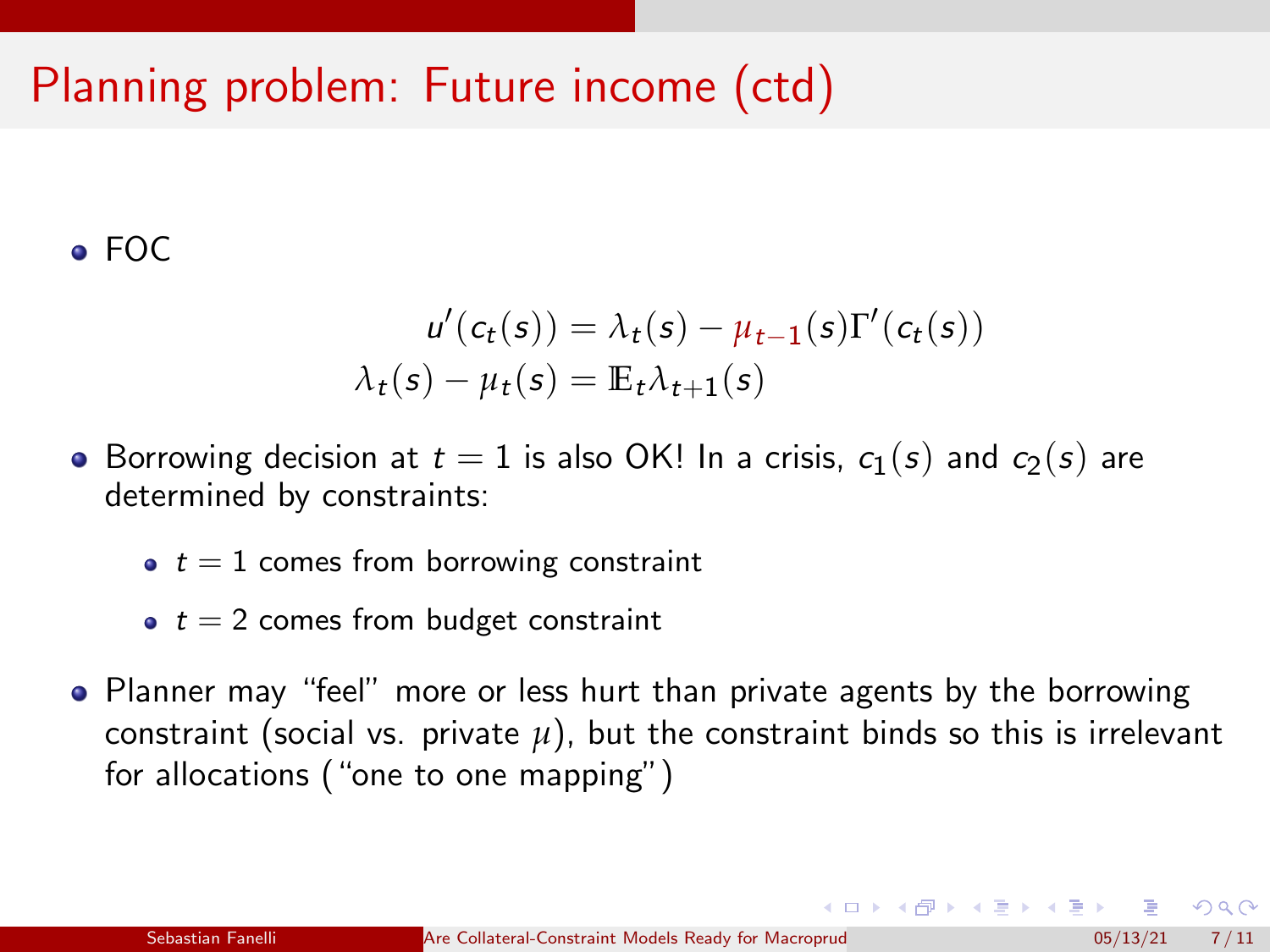# Planning problem: Future income (ctd)

- FOC

$$
\begin{aligned}
u'(c_t(s)) &= \lambda_t(s) - \mu_{t-1}(s)\Gamma'(c_t(s)) \\
\lambda_t(s) - \mu_t(s) &= \mathbb{E}_t \lambda_{t+1}(s)
\end{aligned}
$$

- Borrowing decision at $t = 1$ is also OK! In a crisis, $c_1(s)$ and $c_2(s)$ are determined by constraints:
  - $t = 1$ comes from borrowing constraint
  - $t = 2$ comes from budget constraint
- Planner may "feel" more or less hurt than private agents by the borrowing constraint (social vs. private $\mu$), but the constraint binds so this is irrelevant for allocations ("one to one mapping")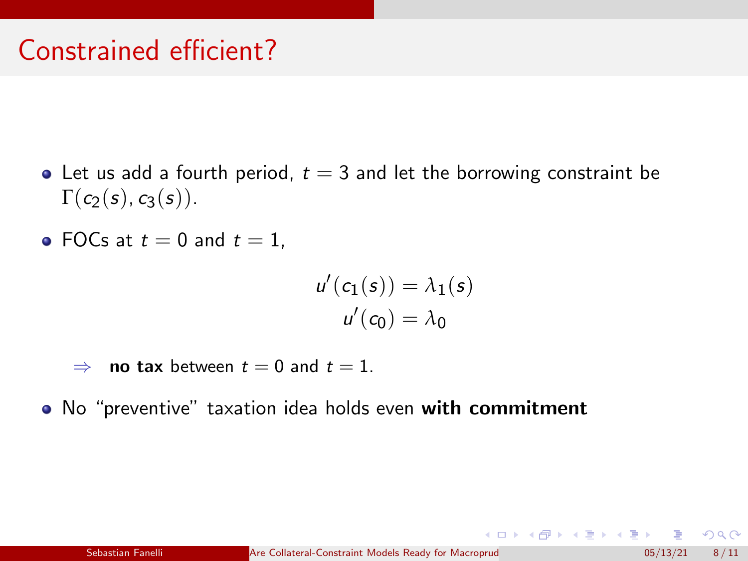# Constrained efficient?

- Let us add a fourth period, $t = 3$ and let the borrowing constraint be $\Gamma(c_2(s), c_3(s))$.
- FOCs at $t = 0$ and $t = 1$,

$$u'(c_1(s)) = \lambda_1(s)$$

$$u'(c_0) = \lambda_0$$

$\Rightarrow$ **no tax** between $t = 0$ and $t = 1$.

- No "preventive" taxation idea holds even **with commitment**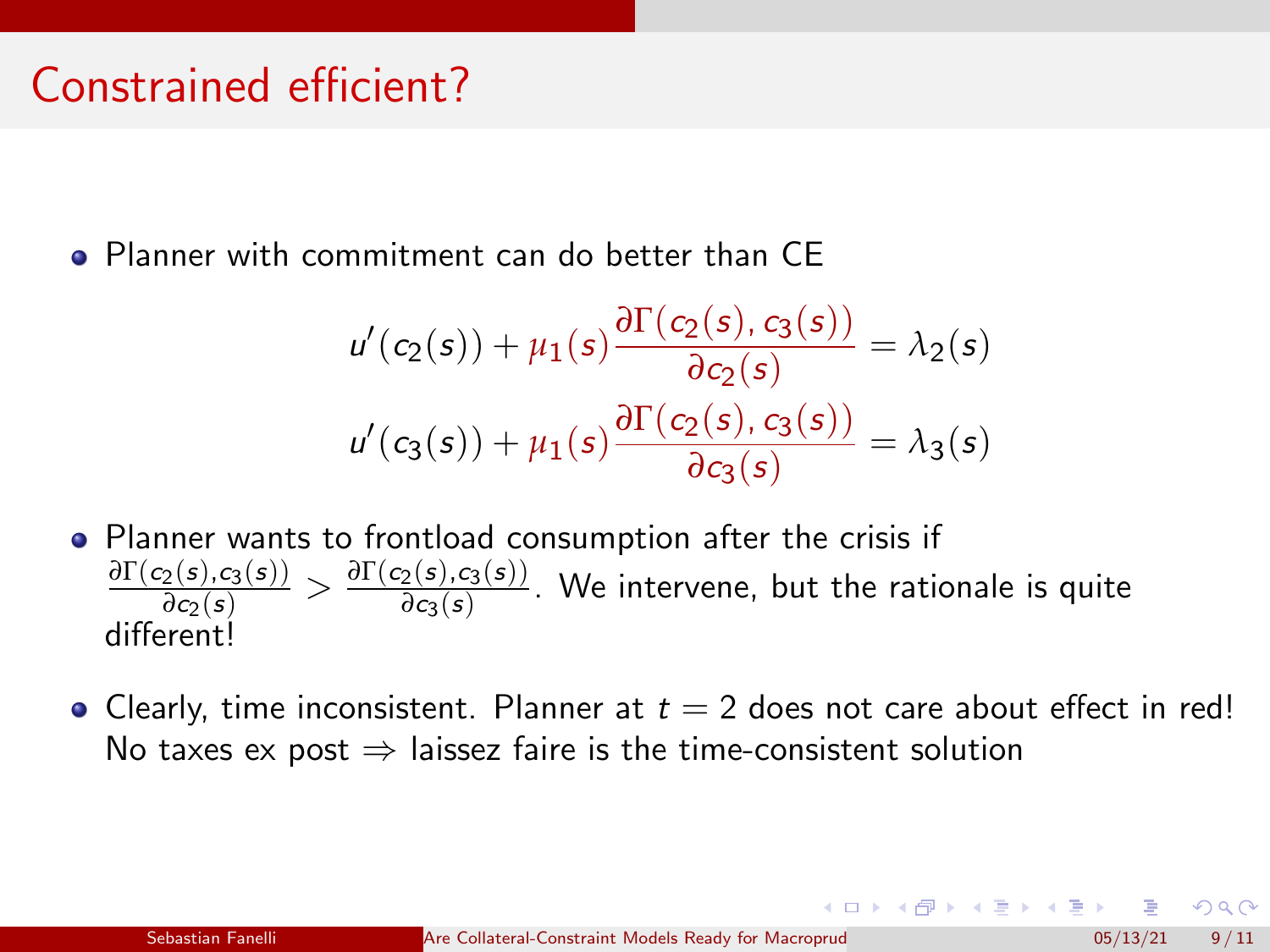# Constrained efficient?

- Planner with commitment can do better than CE

$$u'(c_2(s)) + \mu_1(s)\frac{\partial \Gamma(c_2(s), c_3(s))}{\partial c_2(s)} = \lambda_2(s)$$

$$u'(c_3(s)) + \mu_1(s)\frac{\partial \Gamma(c_2(s), c_3(s))}{\partial c_3(s)} = \lambda_3(s)$$

- Planner wants to frontload consumption after the crisis if $\frac{\partial \Gamma(c_2(s),c_3(s))}{\partial c_2(s)} > \frac{\partial \Gamma(c_2(s),c_3(s))}{\partial c_3(s)}$. We intervene, but the rationale is quite different!

- Clearly, time inconsistent. Planner at $t = 2$ does not care about effect in red! No taxes ex post $\Rightarrow$ laissez faire is the time-consistent solution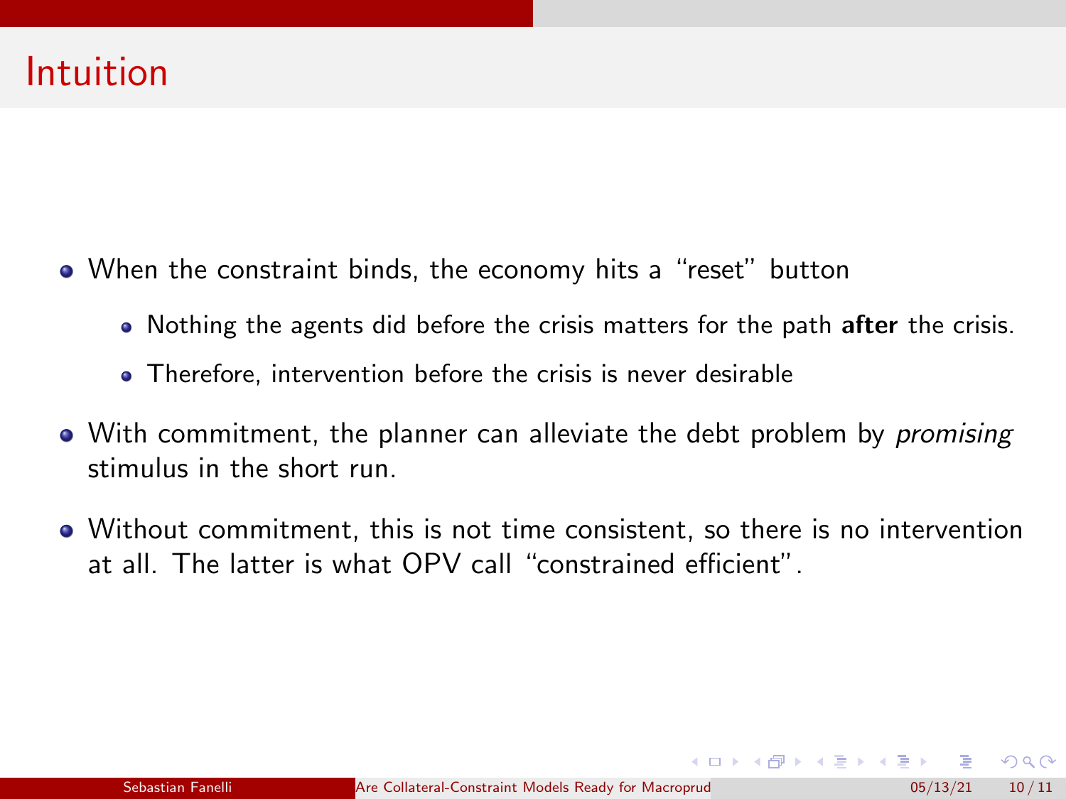# Intuition

- When the constraint binds, the economy hits a "reset" button
  - Nothing the agents did before the crisis matters for the path **after** the crisis.
  - Therefore, intervention before the crisis is never desirable
- With commitment, the planner can alleviate the debt problem by *promising* stimulus in the short run.
- Without commitment, this is not time consistent, so there is no intervention at all. The latter is what OPV call "constrained efficient".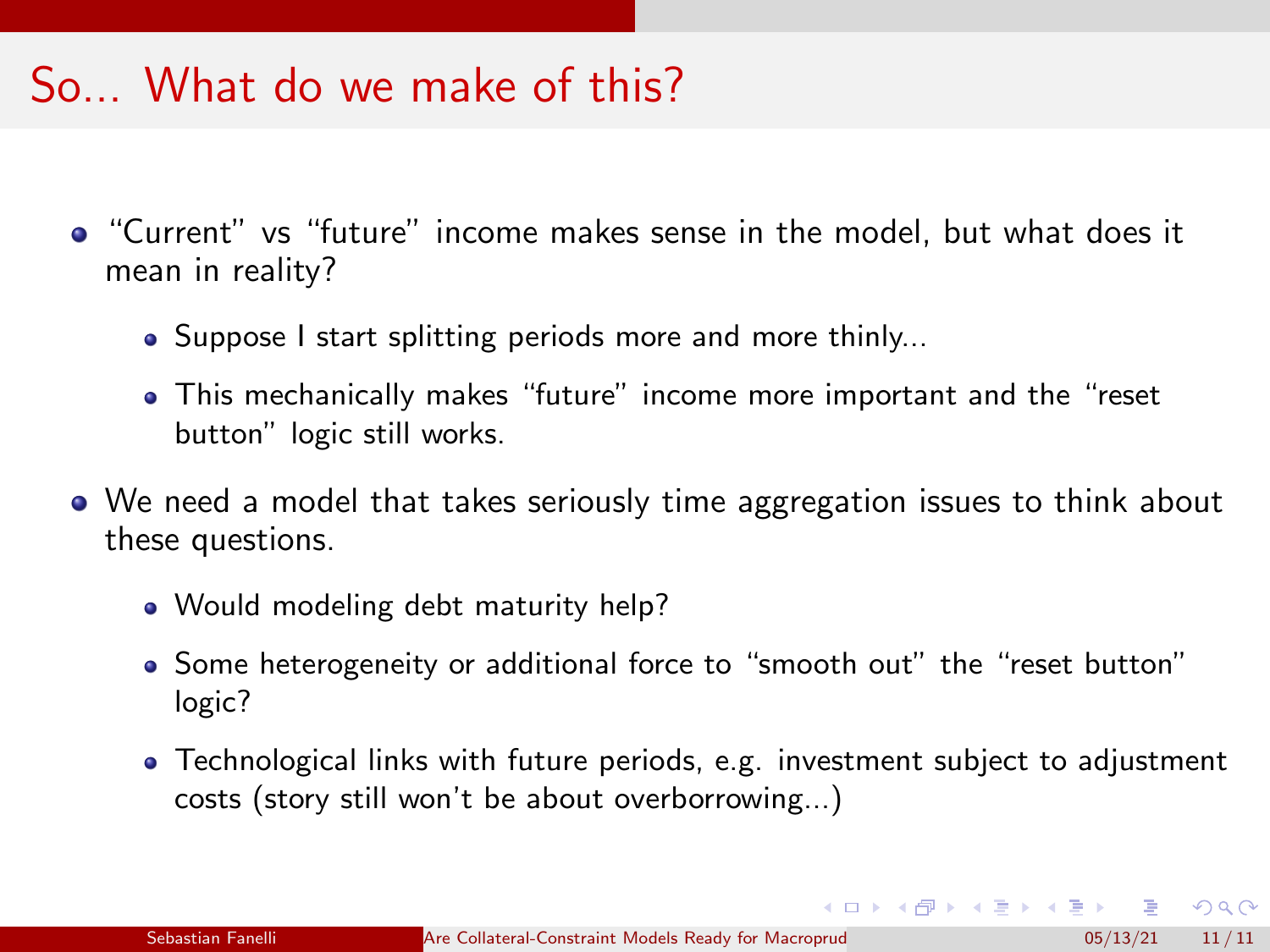# So... What do we make of this?

- "Current" vs "future" income makes sense in the model, but what does it mean in reality?
  - Suppose I start splitting periods more and more thinly...
  - This mechanically makes "future" income more important and the "reset button" logic still works.
- We need a model that takes seriously time aggregation issues to think about these questions.
  - Would modeling debt maturity help?
  - Some heterogeneity or additional force to "smooth out" the "reset button" logic?
  - Technological links with future periods, e.g. investment subject to adjustment costs (story still won't be about overborrowing...)